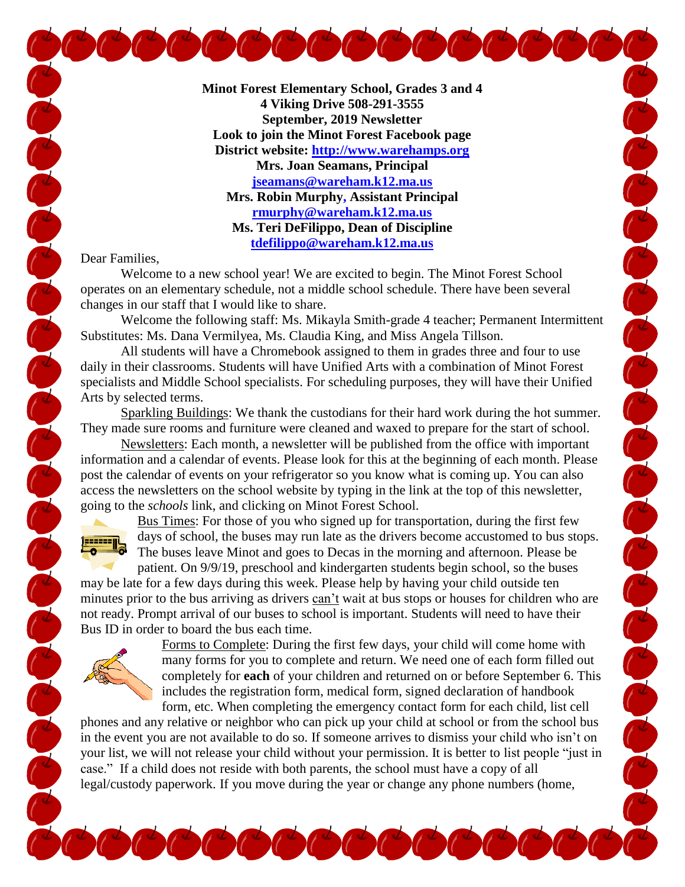**Minot Forest Elementary School, Grades 3 and 4**
**4 Viking Drive 508-291-3555**
**September, 2019 Newsletter**
**Look to join the Minot Forest Facebook page**
**District website: http://www.warehamps.org**
**Mrs. Joan Seamans, Principal**
**jseamans@wareham.k12.ma.us**
**Mrs. Robin Murphy, Assistant Principal**
**rmurphy@wareham.k12.ma.us**
**Ms. Teri DeFilippo, Dean of Discipline**
**tdefilippo@wareham.k12.ma.us**

Dear Families,

Welcome to a new school year! We are excited to begin. The Minot Forest School operates on an elementary schedule, not a middle school schedule. There have been several changes in our staff that I would like to share.

Welcome the following staff: Ms. Mikayla Smith-grade 4 teacher; Permanent Intermittent Substitutes: Ms. Dana Vermilyea, Ms. Claudia King, and Miss Angela Tillson.

All students will have a Chromebook assigned to them in grades three and four to use daily in their classrooms. Students will have Unified Arts with a combination of Minot Forest specialists and Middle School specialists. For scheduling purposes, they will have their Unified Arts by selected terms.

Sparkling Buildings: We thank the custodians for their hard work during the hot summer. They made sure rooms and furniture were cleaned and waxed to prepare for the start of school.

Newsletters: Each month, a newsletter will be published from the office with important information and a calendar of events. Please look for this at the beginning of each month. Please post the calendar of events on your refrigerator so you know what is coming up. You can also access the newsletters on the school website by typing in the link at the top of this newsletter, going to the *schools* link, and clicking on Minot Forest School.

Bus Times: For those of you who signed up for transportation, during the first few days of school, the buses may run late as the drivers become accustomed to bus stops. The buses leave Minot and goes to Decas in the morning and afternoon. Please be patient. On 9/9/19, preschool and kindergarten students begin school, so the buses may be late for a few days during this week. Please help by having your child outside ten minutes prior to the bus arriving as drivers can't wait at bus stops or houses for children who are not ready. Prompt arrival of our buses to school is important. Students will need to have their Bus ID in order to board the bus each time.

Forms to Complete: During the first few days, your child will come home with many forms for you to complete and return. We need one of each form filled out completely for **each** of your children and returned on or before September 6. This includes the registration form, medical form, signed declaration of handbook form, etc. When completing the emergency contact form for each child, list cell phones and any relative or neighbor who can pick up your child at school or from the school bus in the event you are not available to do so. If someone arrives to dismiss your child who isn't on your list, we will not release your child without your permission. It is better to list people "just in case." If a child does not reside with both parents, the school must have a copy of all legal/custody paperwork. If you move during the year or change any phone numbers (home,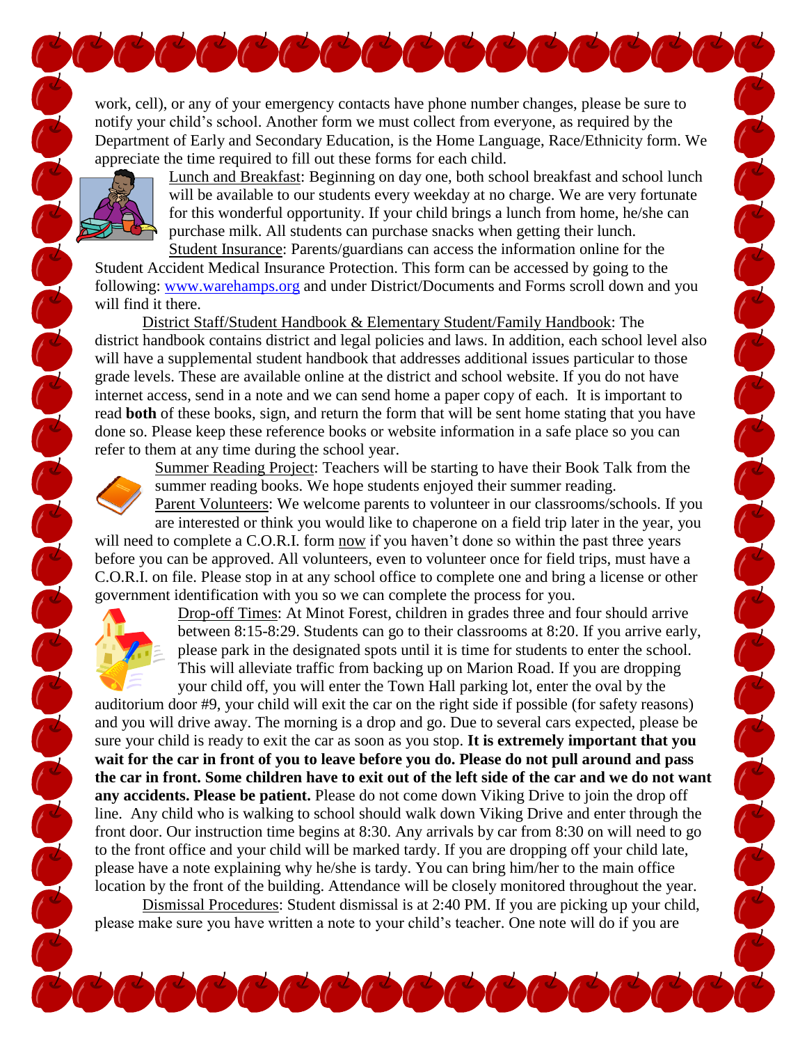work, cell), or any of your emergency contacts have phone number changes, please be sure to notify your child's school. Another form we must collect from everyone, as required by the Department of Early and Secondary Education, is the Home Language, Race/Ethnicity form. We appreciate the time required to fill out these forms for each child.

Lunch and Breakfast: Beginning on day one, both school breakfast and school lunch will be available to our students every weekday at no charge. We are very fortunate for this wonderful opportunity. If your child brings a lunch from home, he/she can purchase milk. All students can purchase snacks when getting their lunch.

Student Insurance: Parents/guardians can access the information online for the Student Accident Medical Insurance Protection. This form can be accessed by going to the following: www.warehamps.org and under District/Documents and Forms scroll down and you will find it there.

District Staff/Student Handbook & Elementary Student/Family Handbook: The district handbook contains district and legal policies and laws. In addition, each school level also will have a supplemental student handbook that addresses additional issues particular to those grade levels. These are available online at the district and school website. If you do not have internet access, send in a note and we can send home a paper copy of each. It is important to read **both** of these books, sign, and return the form that will be sent home stating that you have done so. Please keep these reference books or website information in a safe place so you can refer to them at any time during the school year.

Summer Reading Project: Teachers will be starting to have their Book Talk from the summer reading books. We hope students enjoyed their summer reading.

Parent Volunteers: We welcome parents to volunteer in our classrooms/schools. If you are interested or think you would like to chaperone on a field trip later in the year, you will need to complete a C.O.R.I. form now if you haven't done so within the past three years before you can be approved. All volunteers, even to volunteer once for field trips, must have a C.O.R.I. on file. Please stop in at any school office to complete one and bring a license or other government identification with you so we can complete the process for you.

Drop-off Times: At Minot Forest, children in grades three and four should arrive between 8:15-8:29. Students can go to their classrooms at 8:20. If you arrive early, please park in the designated spots until it is time for students to enter the school. This will alleviate traffic from backing up on Marion Road. If you are dropping your child off, you will enter the Town Hall parking lot, enter the oval by the auditorium door #9, your child will exit the car on the right side if possible (for safety reasons) and you will drive away. The morning is a drop and go. Due to several cars expected, please be sure your child is ready to exit the car as soon as you stop. **It is extremely important that you wait for the car in front of you to leave before you do. Please do not pull around and pass the car in front. Some children have to exit out of the left side of the car and we do not want any accidents. Please be patient.** Please do not come down Viking Drive to join the drop off line. Any child who is walking to school should walk down Viking Drive and enter through the front door. Our instruction time begins at 8:30. Any arrivals by car from 8:30 on will need to go to the front office and your child will be marked tardy. If you are dropping off your child late, please have a note explaining why he/she is tardy. You can bring him/her to the main office location by the front of the building. Attendance will be closely monitored throughout the year.

Dismissal Procedures: Student dismissal is at 2:40 PM. If you are picking up your child, please make sure you have written a note to your child's teacher. One note will do if you are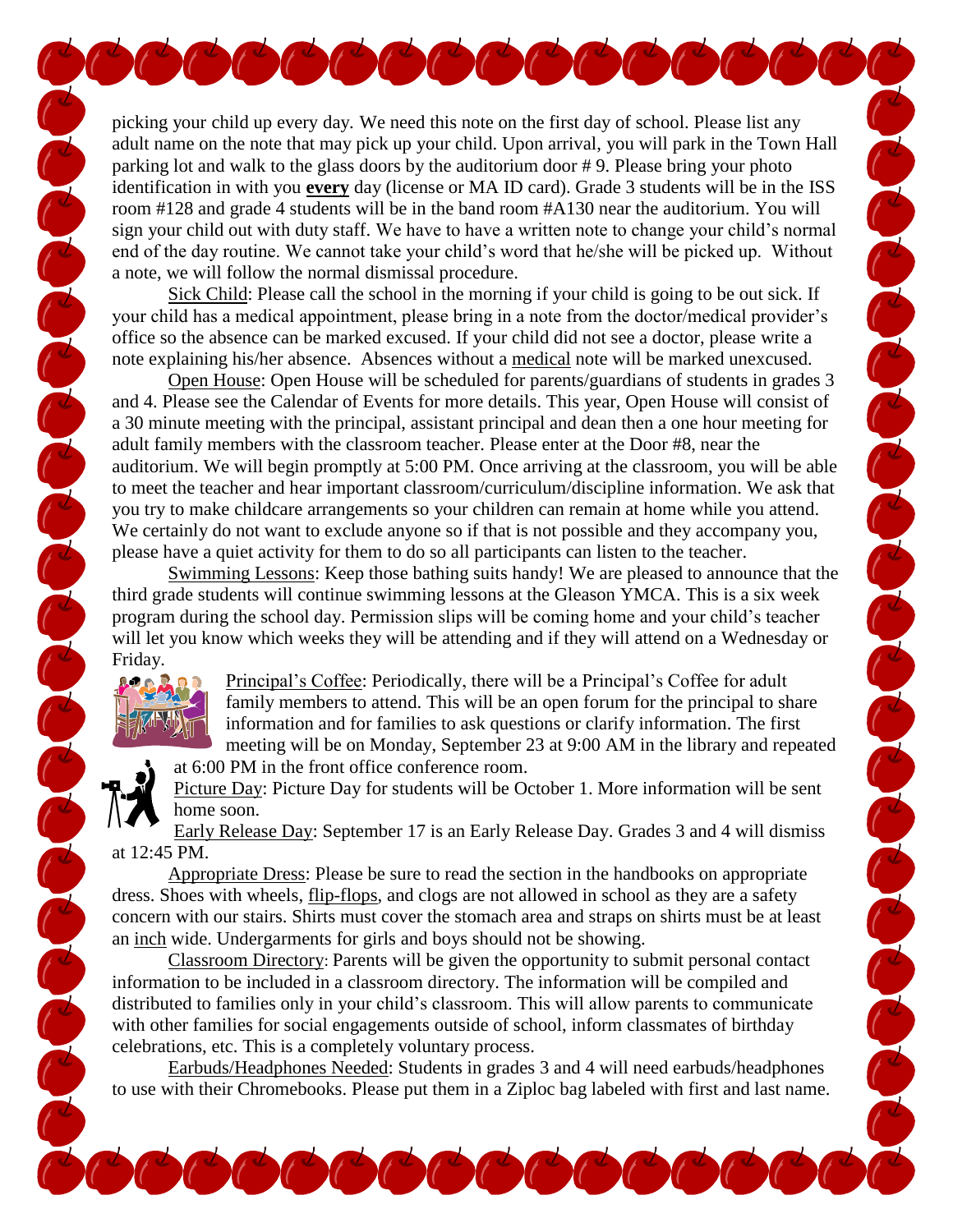picking your child up every day. We need this note on the first day of school. Please list any adult name on the note that may pick up your child. Upon arrival, you will park in the Town Hall parking lot and walk to the glass doors by the auditorium door # 9. Please bring your photo identification in with you **every** day (license or MA ID card). Grade 3 students will be in the ISS room #128 and grade 4 students will be in the band room #A130 near the auditorium. You will sign your child out with duty staff. We have to have a written note to change your child's normal end of the day routine. We cannot take your child's word that he/she will be picked up. Without a note, we will follow the normal dismissal procedure.

Sick Child: Please call the school in the morning if your child is going to be out sick. If your child has a medical appointment, please bring in a note from the doctor/medical provider's office so the absence can be marked excused. If your child did not see a doctor, please write a note explaining his/her absence. Absences without a medical note will be marked unexcused.

Open House: Open House will be scheduled for parents/guardians of students in grades 3 and 4. Please see the Calendar of Events for more details. This year, Open House will consist of a 30 minute meeting with the principal, assistant principal and dean then a one hour meeting for adult family members with the classroom teacher. Please enter at the Door #8, near the auditorium. We will begin promptly at 5:00 PM. Once arriving at the classroom, you will be able to meet the teacher and hear important classroom/curriculum/discipline information. We ask that you try to make childcare arrangements so your children can remain at home while you attend. We certainly do not want to exclude anyone so if that is not possible and they accompany you, please have a quiet activity for them to do so all participants can listen to the teacher.

Swimming Lessons: Keep those bathing suits handy! We are pleased to announce that the third grade students will continue swimming lessons at the Gleason YMCA. This is a six week program during the school day. Permission slips will be coming home and your child's teacher will let you know which weeks they will be attending and if they will attend on a Wednesday or Friday.

Principal's Coffee: Periodically, there will be a Principal's Coffee for adult family members to attend. This will be an open forum for the principal to share information and for families to ask questions or clarify information. The first meeting will be on Monday, September 23 at 9:00 AM in the library and repeated at 6:00 PM in the front office conference room.

Picture Day: Picture Day for students will be October 1. More information will be sent home soon.

Early Release Day: September 17 is an Early Release Day. Grades 3 and 4 will dismiss at 12:45 PM.

Appropriate Dress: Please be sure to read the section in the handbooks on appropriate dress. Shoes with wheels, flip-flops, and clogs are not allowed in school as they are a safety concern with our stairs. Shirts must cover the stomach area and straps on shirts must be at least an inch wide. Undergarments for girls and boys should not be showing.

Classroom Directory: Parents will be given the opportunity to submit personal contact information to be included in a classroom directory. The information will be compiled and distributed to families only in your child's classroom. This will allow parents to communicate with other families for social engagements outside of school, inform classmates of birthday celebrations, etc. This is a completely voluntary process.

Earbuds/Headphones Needed: Students in grades 3 and 4 will need earbuds/headphones to use with their Chromebooks. Please put them in a Ziploc bag labeled with first and last name.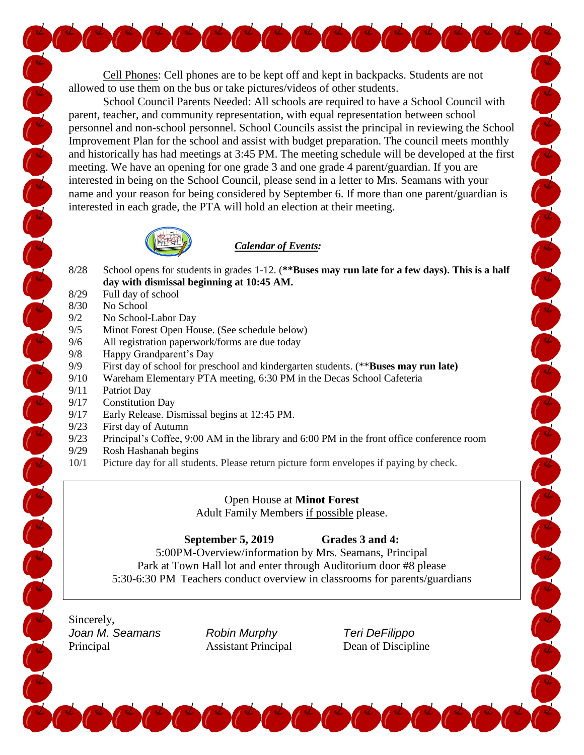Cell Phones: Cell phones are to be kept off and kept in backpacks. Students are not allowed to use them on the bus or take pictures/videos of other students.

School Council Parents Needed: All schools are required to have a School Council with parent, teacher, and community representation, with equal representation between school personnel and non-school personnel. School Councils assist the principal in reviewing the School Improvement Plan for the school and assist with budget preparation. The council meets monthly and historically has had meetings at 3:45 PM. The meeting schedule will be developed at the first meeting. We have an opening for one grade 3 and one grade 4 parent/guardian. If you are interested in being on the School Council, please send in a letter to Mrs. Seamans with your name and your reason for being considered by September 6. If more than one parent/guardian is interested in each grade, the PTA will hold an election at their meeting.

***Calendar of Events:***

- 8/28 School opens for students in grades 1-12. (**\*\*Buses may run late for a few days). This is a half day with dismissal beginning at 10:45 AM.**
- 8/29 Full day of school
- 8/30 No School
- 9/2 No School-Labor Day
- 9/5 Minot Forest Open House. (See schedule below)
- 9/6 All registration paperwork/forms are due today
- 9/8 Happy Grandparent's Day
- 9/9 First day of school for preschool and kindergarten students. (\*\***Buses may run late)**
- 9/10 Wareham Elementary PTA meeting, 6:30 PM in the Decas School Cafeteria
- 9/11 Patriot Day
- 9/17 Constitution Day
- 9/17 Early Release. Dismissal begins at 12:45 PM.
- 9/23 First day of Autumn
- 9/23 Principal's Coffee, 9:00 AM in the library and 6:00 PM in the front office conference room
- 9/29 Rosh Hashanah begins
- 10/1 Picture day for all students. Please return picture form envelopes if paying by check.

Open House at **Minot Forest**
Adult Family Members if possible please.

**September 5, 2019** **Grades 3 and 4:**
5:00PM-Overview/information by Mrs. Seamans, Principal
Park at Town Hall lot and enter through Auditorium door #8 please
5:30-6:30 PM Teachers conduct overview in classrooms for parents/guardians

Sincerely,

*Joan M. Seamans*
Principal

*Robin Murphy*
Assistant Principal

*Teri DeFilippo*
Dean of Discipline